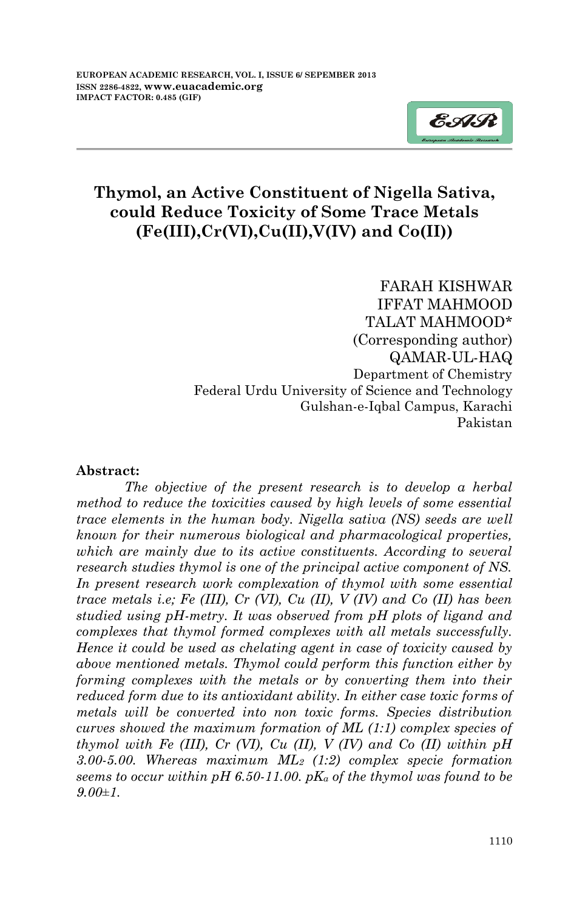# Thymol, an Active Constituent of Nigella Sativa, could Reduce Toxicity of Some Trace Metals (Fe(III),Cr(VI),Cu(II),V(IV) and Co(II))

FARAH KISHWAR
IFFAT MAHMOOD
TALAT MAHMOOD*
(Corresponding author)
QAMAR-UL-HAQ
Department of Chemistry
Federal Urdu University of Science and Technology
Gulshan-e-Iqbal Campus, Karachi
Pakistan

**Abstract:**

*The objective of the present research is to develop a herbal method to reduce the toxicities caused by high levels of some essential trace elements in the human body. Nigella sativa (NS) seeds are well known for their numerous biological and pharmacological properties, which are mainly due to its active constituents. According to several research studies thymol is one of the principal active component of NS. In present research work complexation of thymol with some essential trace metals i.e; Fe (III), Cr (VI), Cu (II), V (IV) and Co (II) has been studied using pH-metry. It was observed from pH plots of ligand and complexes that thymol formed complexes with all metals successfully. Hence it could be used as chelating agent in case of toxicity caused by above mentioned metals. Thymol could perform this function either by forming complexes with the metals or by converting them into their reduced form due to its antioxidant ability. In either case toxic forms of metals will be converted into non toxic forms. Species distribution curves showed the maximum formation of ML (1:1) complex species of thymol with Fe (III), Cr (VI), Cu (II), V (IV) and Co (II) within pH 3.00-5.00. Whereas maximum $ML_2$ (1:2) complex specie formation seems to occur within pH 6.50-11.00. $pK_a$ of the thymol was found to be 9.00±1.*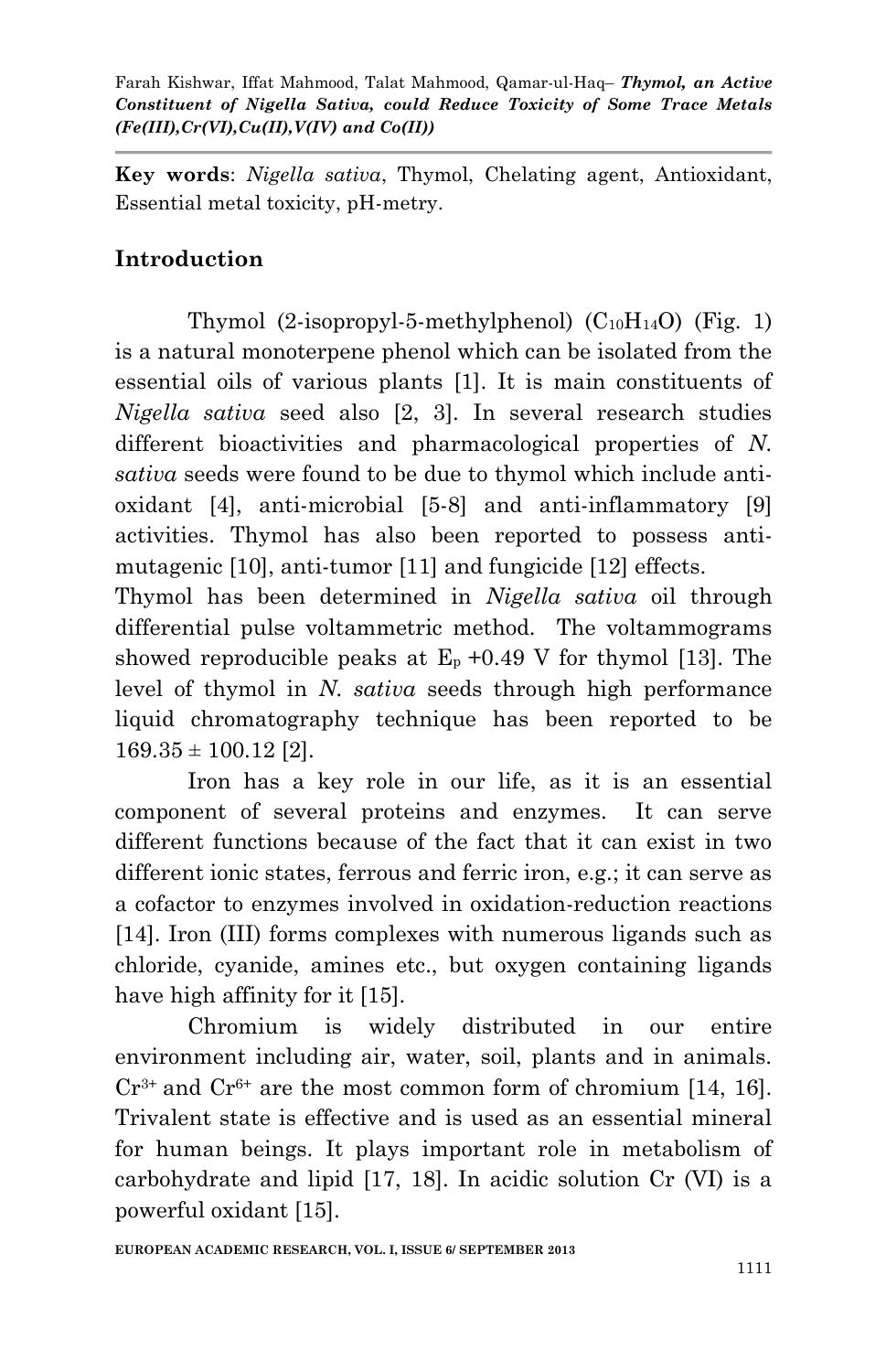**Key words**: *Nigella sativa*, Thymol, Chelating agent, Antioxidant, Essential metal toxicity, pH-metry.

## Introduction

Thymol (2-isopropyl-5-methylphenol) ($C_{10}H_{14}O$) (Fig. 1) is a natural monoterpene phenol which can be isolated from the essential oils of various plants [1]. It is main constituents of *Nigella sativa* seed also [2, 3]. In several research studies different bioactivities and pharmacological properties of *N. sativa* seeds were found to be due to thymol which include anti-oxidant [4], anti-microbial [5-8] and anti-inflammatory [9] activities. Thymol has also been reported to possess anti-mutagenic [10], anti-tumor [11] and fungicide [12] effects.

Thymol has been determined in *Nigella sativa* oil through differential pulse voltammetric method. The voltammograms showed reproducible peaks at $E_p$ +0.49 V for thymol [13]. The level of thymol in *N. sativa* seeds through high performance liquid chromatography technique has been reported to be $169.35 \pm 100.12$ [2].

Iron has a key role in our life, as it is an essential component of several proteins and enzymes. It can serve different functions because of the fact that it can exist in two different ionic states, ferrous and ferric iron, e.g.; it can serve as a cofactor to enzymes involved in oxidation-reduction reactions [14]. Iron (III) forms complexes with numerous ligands such as chloride, cyanide, amines etc., but oxygen containing ligands have high affinity for it [15].

Chromium is widely distributed in our entire environment including air, water, soil, plants and in animals. $Cr^{3+}$ and $Cr^{6+}$ are the most common form of chromium [14, 16]. Trivalent state is effective and is used as an essential mineral for human beings. It plays important role in metabolism of carbohydrate and lipid [17, 18]. In acidic solution Cr (VI) is a powerful oxidant [15].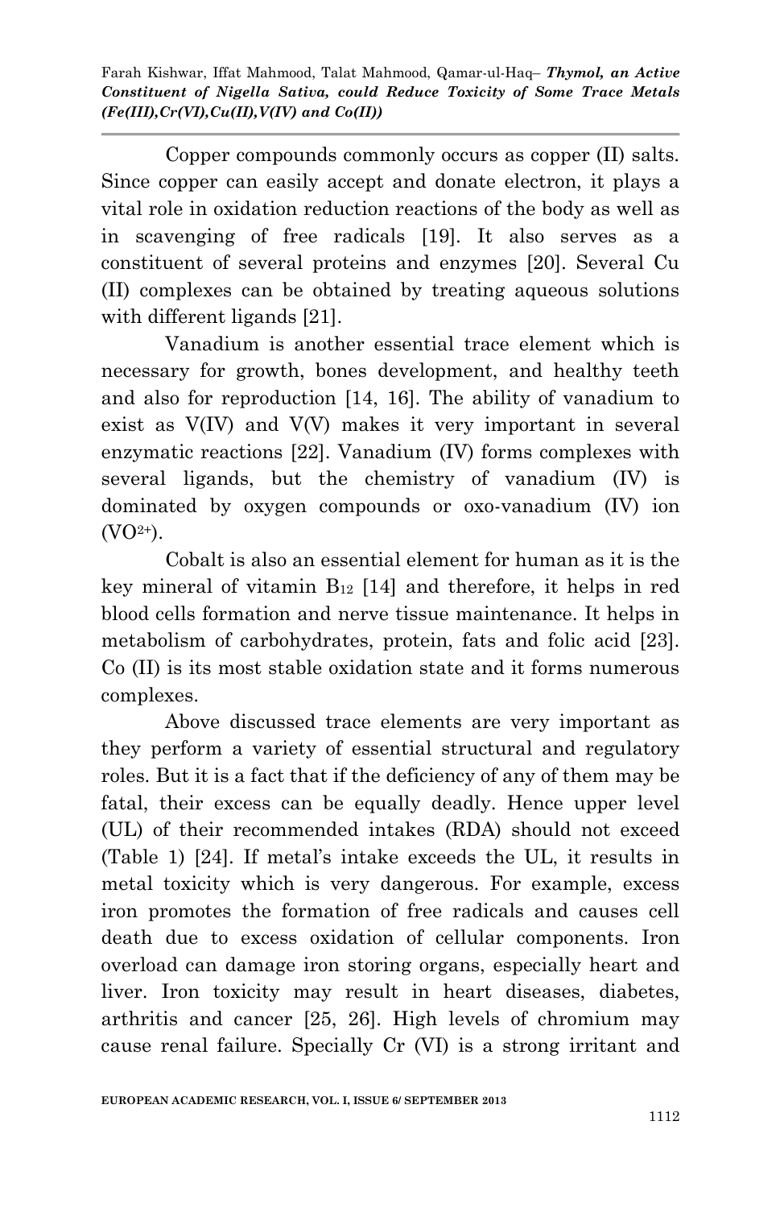Copper compounds commonly occurs as copper (II) salts. Since copper can easily accept and donate electron, it plays a vital role in oxidation reduction reactions of the body as well as in scavenging of free radicals [19]. It also serves as a constituent of several proteins and enzymes [20]. Several Cu (II) complexes can be obtained by treating aqueous solutions with different ligands [21].

Vanadium is another essential trace element which is necessary for growth, bones development, and healthy teeth and also for reproduction [14, 16]. The ability of vanadium to exist as V(IV) and V(V) makes it very important in several enzymatic reactions [22]. Vanadium (IV) forms complexes with several ligands, but the chemistry of vanadium (IV) is dominated by oxygen compounds or oxo-vanadium (IV) ion ($VO^{2+}$).

Cobalt is also an essential element for human as it is the key mineral of vitamin $B_{12}$ [14] and therefore, it helps in red blood cells formation and nerve tissue maintenance. It helps in metabolism of carbohydrates, protein, fats and folic acid [23]. Co (II) is its most stable oxidation state and it forms numerous complexes.

Above discussed trace elements are very important as they perform a variety of essential structural and regulatory roles. But it is a fact that if the deficiency of any of them may be fatal, their excess can be equally deadly. Hence upper level (UL) of their recommended intakes (RDA) should not exceed (Table 1) [24]. If metal's intake exceeds the UL, it results in metal toxicity which is very dangerous. For example, excess iron promotes the formation of free radicals and causes cell death due to excess oxidation of cellular components. Iron overload can damage iron storing organs, especially heart and liver. Iron toxicity may result in heart diseases, diabetes, arthritis and cancer [25, 26]. High levels of chromium may cause renal failure. Specially Cr (VI) is a strong irritant and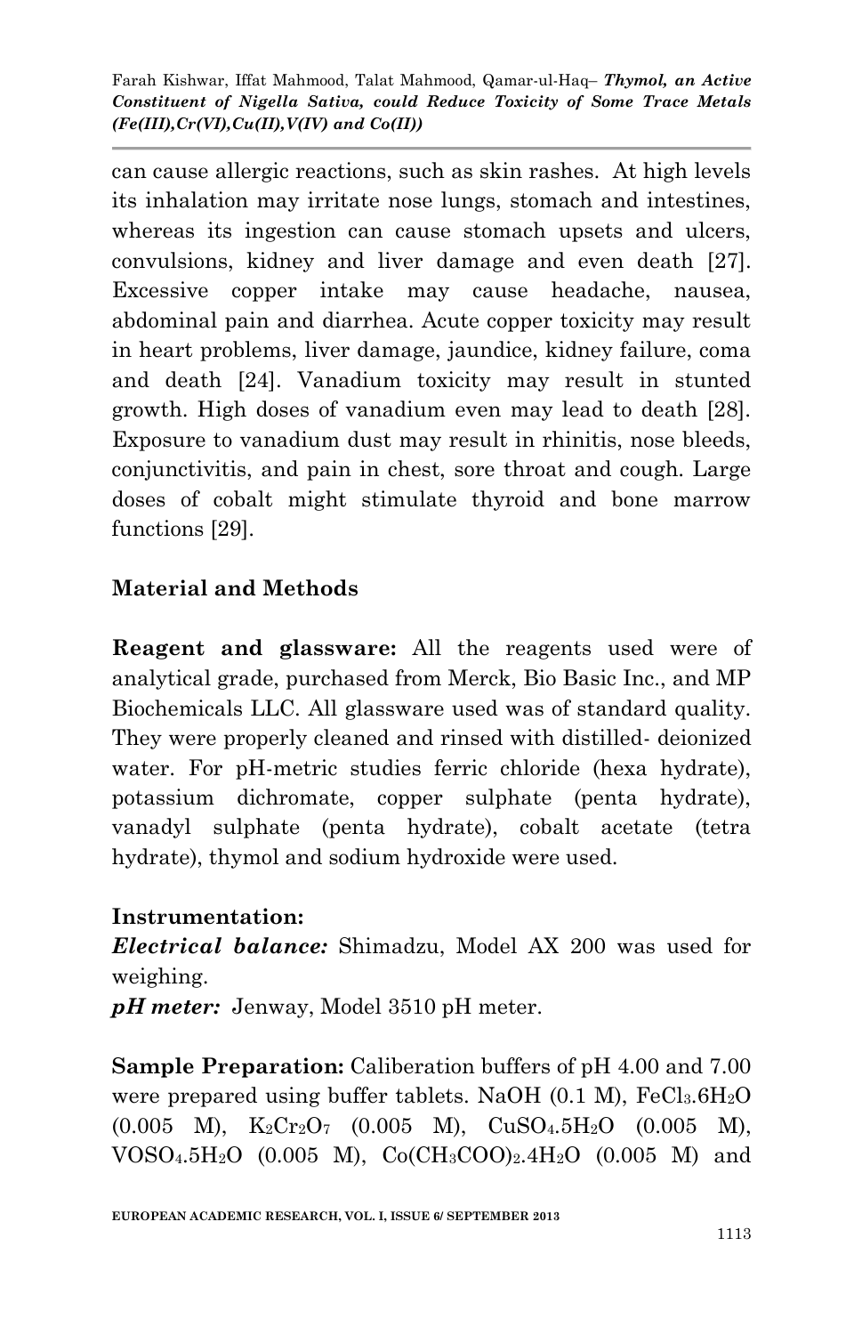can cause allergic reactions, such as skin rashes. At high levels its inhalation may irritate nose lungs, stomach and intestines, whereas its ingestion can cause stomach upsets and ulcers, convulsions, kidney and liver damage and even death [27]. Excessive copper intake may cause headache, nausea, abdominal pain and diarrhea. Acute copper toxicity may result in heart problems, liver damage, jaundice, kidney failure, coma and death [24]. Vanadium toxicity may result in stunted growth. High doses of vanadium even may lead to death [28]. Exposure to vanadium dust may result in rhinitis, nose bleeds, conjunctivitis, and pain in chest, sore throat and cough. Large doses of cobalt might stimulate thyroid and bone marrow functions [29].

## Material and Methods

**Reagent and glassware:** All the reagents used were of analytical grade, purchased from Merck, Bio Basic Inc., and MP Biochemicals LLC. All glassware used was of standard quality. They were properly cleaned and rinsed with distilled- deionized water. For pH-metric studies ferric chloride (hexa hydrate), potassium dichromate, copper sulphate (penta hydrate), vanadyl sulphate (penta hydrate), cobalt acetate (tetra hydrate), thymol and sodium hydroxide were used.

**Instrumentation:**

***Electrical balance:*** Shimadzu, Model AX 200 was used for weighing.

***pH meter:*** Jenway, Model 3510 pH meter.

**Sample Preparation:** Caliberation buffers of pH 4.00 and 7.00 were prepared using buffer tablets. NaOH (0.1 M), $FeCl_3.6H_2O$ (0.005 M), $K_2Cr_2O_7$ (0.005 M), $CuSO_4.5H_2O$ (0.005 M), $VOSO_4.5H_2O$ (0.005 M), $Co(CH_3COO)_2.4H_2O$ (0.005 M) and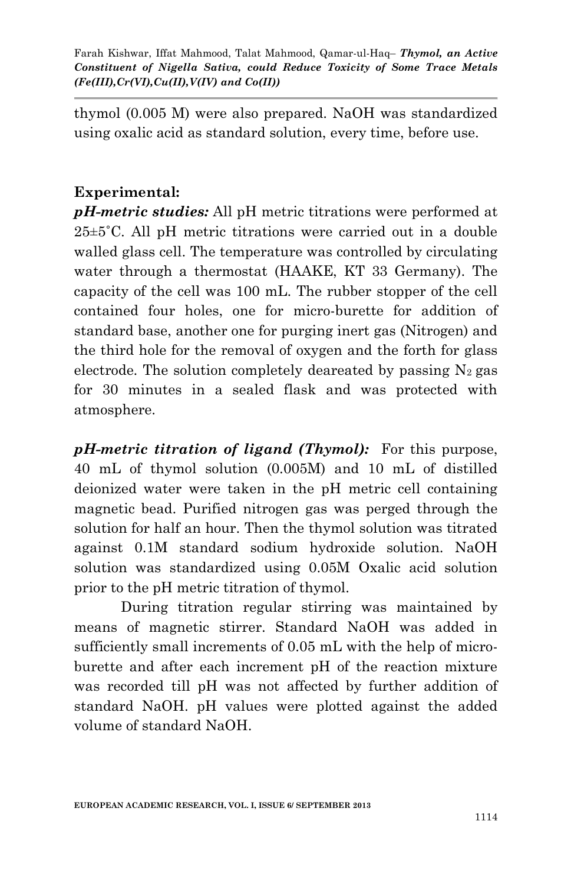thymol (0.005 M) were also prepared. NaOH was standardized using oxalic acid as standard solution, every time, before use.

**Experimental:**

***pH-metric studies:*** All pH metric titrations were performed at 25±5˚C. All pH metric titrations were carried out in a double walled glass cell. The temperature was controlled by circulating water through a thermostat (HAAKE, KT 33 Germany). The capacity of the cell was 100 mL. The rubber stopper of the cell contained four holes, one for micro-burette for addition of standard base, another one for purging inert gas (Nitrogen) and the third hole for the removal of oxygen and the forth for glass electrode. The solution completely deareated by passing $N_2$ gas for 30 minutes in a sealed flask and was protected with atmosphere.

***pH-metric titration of ligand (Thymol):*** For this purpose, 40 mL of thymol solution (0.005M) and 10 mL of distilled deionized water were taken in the pH metric cell containing magnetic bead. Purified nitrogen gas was perged through the solution for half an hour. Then the thymol solution was titrated against 0.1M standard sodium hydroxide solution. NaOH solution was standardized using 0.05M Oxalic acid solution prior to the pH metric titration of thymol.

During titration regular stirring was maintained by means of magnetic stirrer. Standard NaOH was added in sufficiently small increments of 0.05 mL with the help of micro-burette and after each increment pH of the reaction mixture was recorded till pH was not affected by further addition of standard NaOH. pH values were plotted against the added volume of standard NaOH.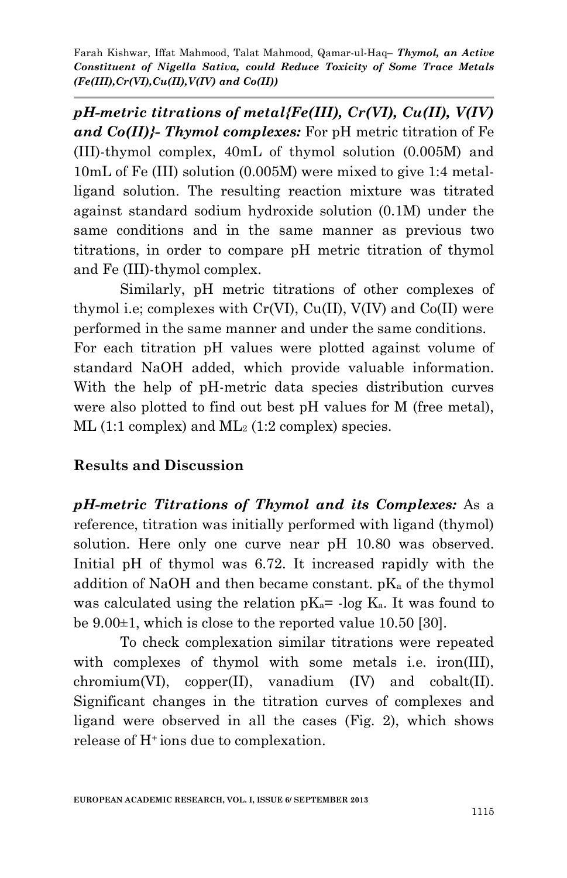***pH-metric titrations of metal{Fe(III), Cr(VI), Cu(II), V(IV) and Co(II)}- Thymol complexes:*** For pH metric titration of Fe (III)-thymol complex, 40mL of thymol solution (0.005M) and 10mL of Fe (III) solution (0.005M) were mixed to give 1:4 metal-ligand solution. The resulting reaction mixture was titrated against standard sodium hydroxide solution (0.1M) under the same conditions and in the same manner as previous two titrations, in order to compare pH metric titration of thymol and Fe (III)-thymol complex.

Similarly, pH metric titrations of other complexes of thymol i.e; complexes with Cr(VI), Cu(II), V(IV) and Co(II) were performed in the same manner and under the same conditions. For each titration pH values were plotted against volume of standard NaOH added, which provide valuable information. With the help of pH-metric data species distribution curves were also plotted to find out best pH values for M (free metal), ML (1:1 complex) and $ML_2$ (1:2 complex) species.

## Results and Discussion

***pH-metric Titrations of Thymol and its Complexes:*** As a reference, titration was initially performed with ligand (thymol) solution. Here only one curve near pH 10.80 was observed. Initial pH of thymol was 6.72. It increased rapidly with the addition of NaOH and then became constant. $pK_a$ of the thymol was calculated using the relation $pK_a = -\log K_a$. It was found to be 9.00±1, which is close to the reported value 10.50 [30].

To check complexation similar titrations were repeated with complexes of thymol with some metals i.e. iron(III), chromium(VI), copper(II), vanadium (IV) and cobalt(II). Significant changes in the titration curves of complexes and ligand were observed in all the cases (Fig. 2), which shows release of $H^+$ ions due to complexation.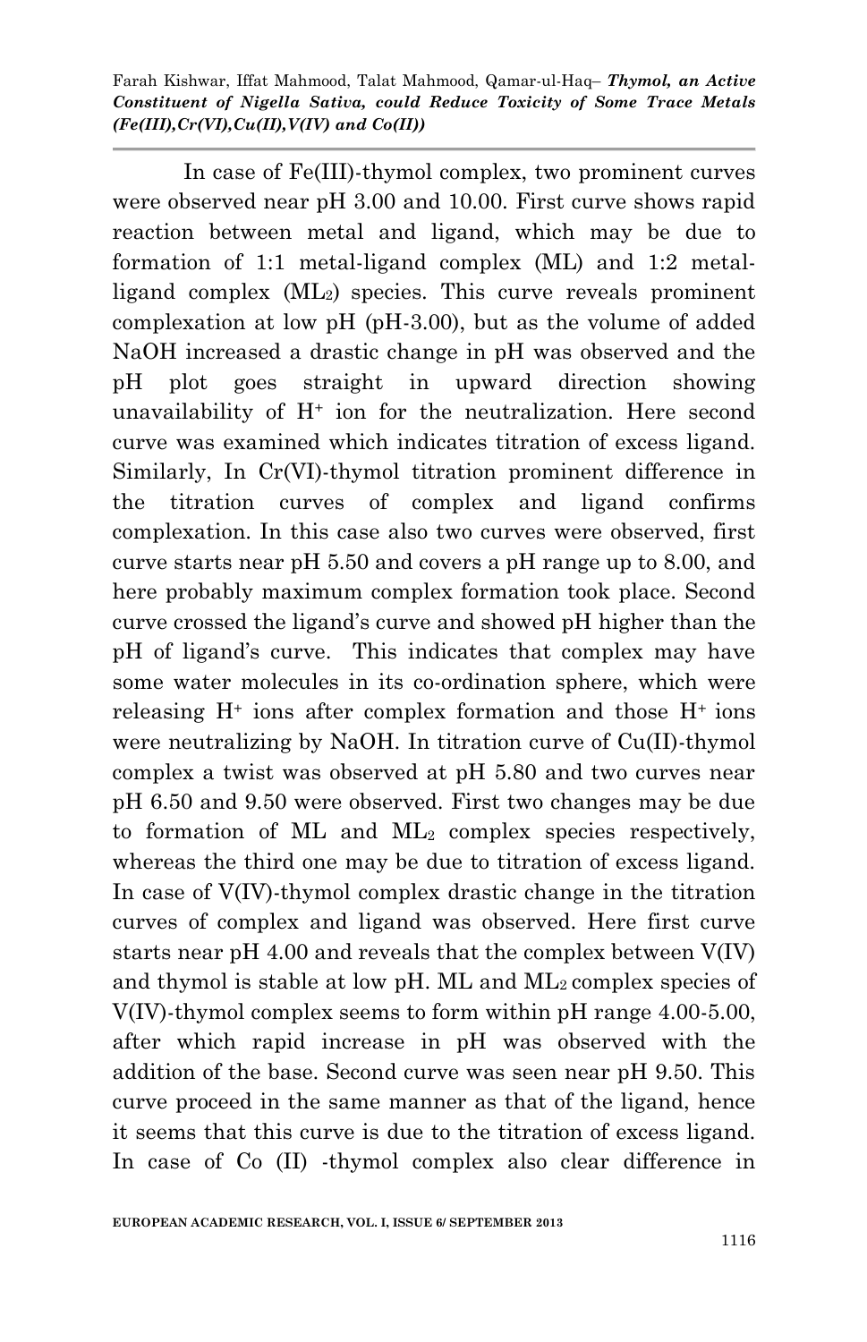In case of Fe(III)-thymol complex, two prominent curves were observed near pH 3.00 and 10.00. First curve shows rapid reaction between metal and ligand, which may be due to formation of 1:1 metal-ligand complex (ML) and 1:2 metal-ligand complex ($ML_2$) species. This curve reveals prominent complexation at low pH (pH-3.00), but as the volume of added NaOH increased a drastic change in pH was observed and the pH plot goes straight in upward direction showing unavailability of $H^+$ ion for the neutralization. Here second curve was examined which indicates titration of excess ligand. Similarly, In Cr(VI)-thymol titration prominent difference in the titration curves of complex and ligand confirms complexation. In this case also two curves were observed, first curve starts near pH 5.50 and covers a pH range up to 8.00, and here probably maximum complex formation took place. Second curve crossed the ligand's curve and showed pH higher than the pH of ligand's curve. This indicates that complex may have some water molecules in its co-ordination sphere, which were releasing $H^+$ ions after complex formation and those $H^+$ ions were neutralizing by NaOH. In titration curve of Cu(II)-thymol complex a twist was observed at pH 5.80 and two curves near pH 6.50 and 9.50 were observed. First two changes may be due to formation of ML and $ML_2$ complex species respectively, whereas the third one may be due to titration of excess ligand. In case of V(IV)-thymol complex drastic change in the titration curves of complex and ligand was observed. Here first curve starts near pH 4.00 and reveals that the complex between V(IV) and thymol is stable at low pH. ML and $ML_2$ complex species of V(IV)-thymol complex seems to form within pH range 4.00-5.00, after which rapid increase in pH was observed with the addition of the base. Second curve was seen near pH 9.50. This curve proceed in the same manner as that of the ligand, hence it seems that this curve is due to the titration of excess ligand. In case of Co (II) -thymol complex also clear difference in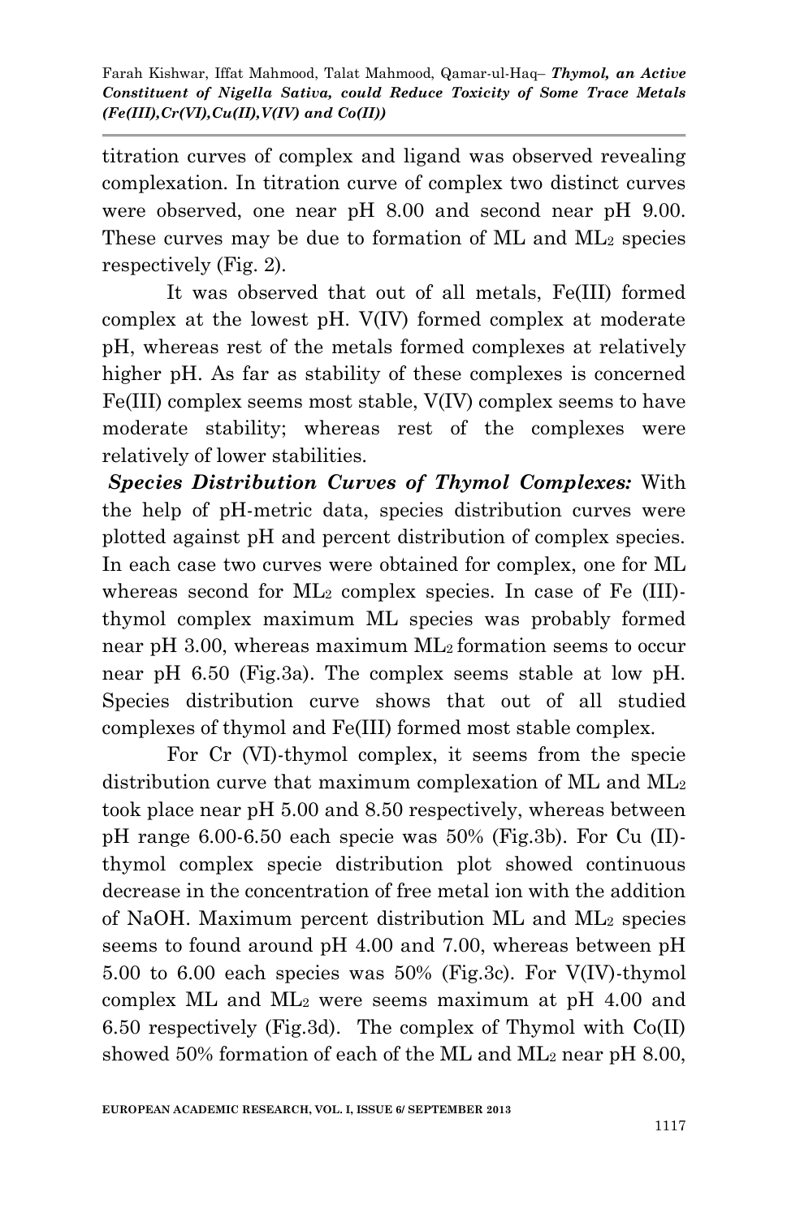titration curves of complex and ligand was observed revealing complexation. In titration curve of complex two distinct curves were observed, one near pH 8.00 and second near pH 9.00. These curves may be due to formation of ML and $ML_2$ species respectively (Fig. 2).

It was observed that out of all metals, Fe(III) formed complex at the lowest pH. V(IV) formed complex at moderate pH, whereas rest of the metals formed complexes at relatively higher pH. As far as stability of these complexes is concerned Fe(III) complex seems most stable, V(IV) complex seems to have moderate stability; whereas rest of the complexes were relatively of lower stabilities.

***Species Distribution Curves of Thymol Complexes:*** With the help of pH-metric data, species distribution curves were plotted against pH and percent distribution of complex species. In each case two curves were obtained for complex, one for ML whereas second for $ML_2$ complex species. In case of Fe (III)-thymol complex maximum ML species was probably formed near pH 3.00, whereas maximum $ML_2$ formation seems to occur near pH 6.50 (Fig.3a). The complex seems stable at low pH. Species distribution curve shows that out of all studied complexes of thymol and Fe(III) formed most stable complex.

For Cr (VI)-thymol complex, it seems from the specie distribution curve that maximum complexation of ML and $ML_2$ took place near pH 5.00 and 8.50 respectively, whereas between pH range 6.00-6.50 each specie was 50% (Fig.3b). For Cu (II)-thymol complex specie distribution plot showed continuous decrease in the concentration of free metal ion with the addition of NaOH. Maximum percent distribution ML and $ML_2$ species seems to found around pH 4.00 and 7.00, whereas between pH 5.00 to 6.00 each species was 50% (Fig.3c). For V(IV)-thymol complex ML and $ML_2$ were seems maximum at pH 4.00 and 6.50 respectively (Fig.3d). The complex of Thymol with Co(II) showed 50% formation of each of the ML and $ML_2$ near pH 8.00,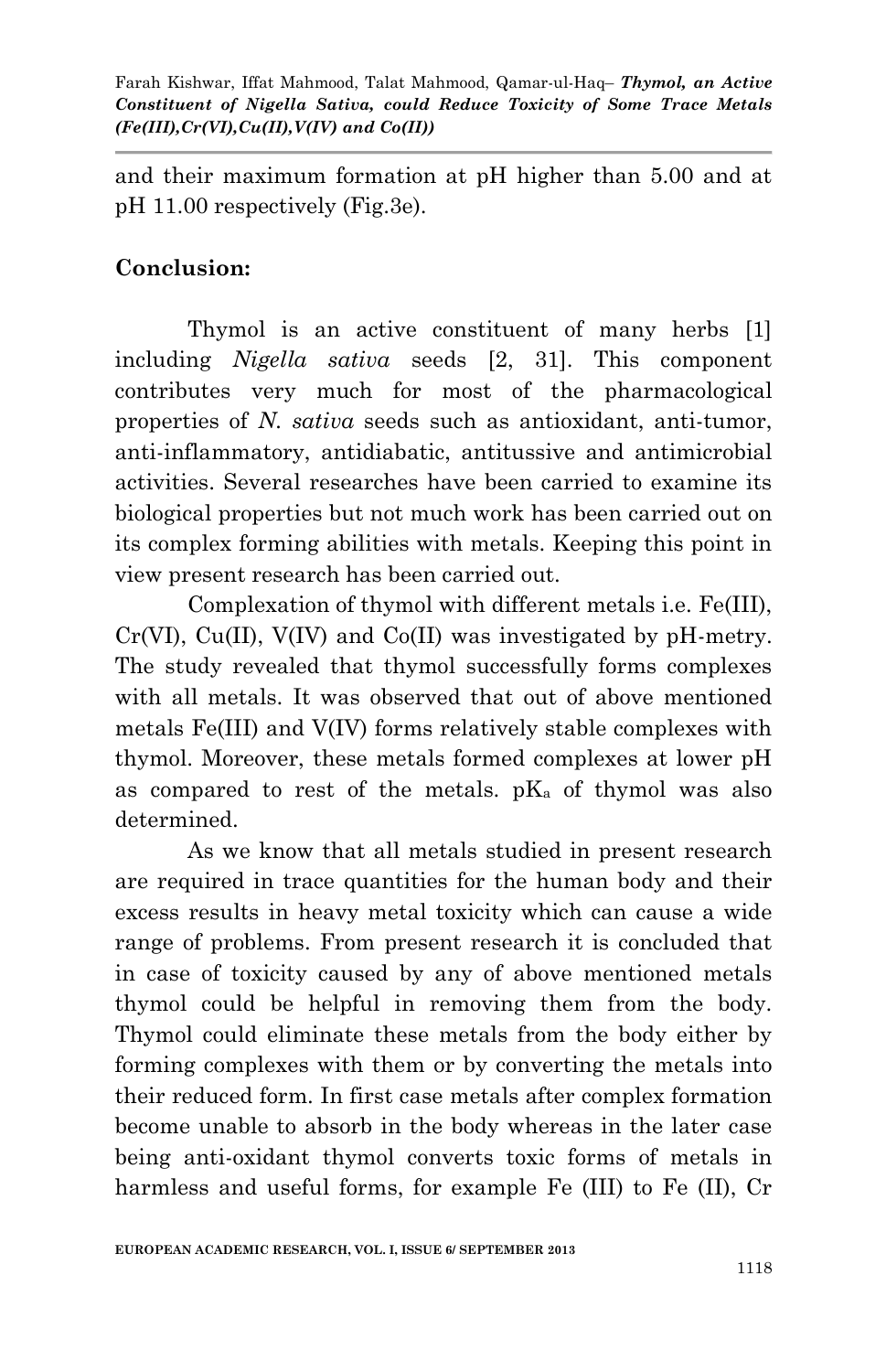and their maximum formation at pH higher than 5.00 and at pH 11.00 respectively (Fig.3e).

## Conclusion:

Thymol is an active constituent of many herbs [1] including *Nigella sativa* seeds [2, 31]. This component contributes very much for most of the pharmacological properties of *N. sativa* seeds such as antioxidant, anti-tumor, anti-inflammatory, antidiabatic, antitussive and antimicrobial activities. Several researches have been carried to examine its biological properties but not much work has been carried out on its complex forming abilities with metals. Keeping this point in view present research has been carried out.

Complexation of thymol with different metals i.e. Fe(III), Cr(VI), Cu(II), V(IV) and Co(II) was investigated by pH-metry. The study revealed that thymol successfully forms complexes with all metals. It was observed that out of above mentioned metals Fe(III) and V(IV) forms relatively stable complexes with thymol. Moreover, these metals formed complexes at lower pH as compared to rest of the metals. $pK_a$ of thymol was also determined.

As we know that all metals studied in present research are required in trace quantities for the human body and their excess results in heavy metal toxicity which can cause a wide range of problems. From present research it is concluded that in case of toxicity caused by any of above mentioned metals thymol could be helpful in removing them from the body. Thymol could eliminate these metals from the body either by forming complexes with them or by converting the metals into their reduced form. In first case metals after complex formation become unable to absorb in the body whereas in the later case being anti-oxidant thymol converts toxic forms of metals in harmless and useful forms, for example Fe (III) to Fe (II), Cr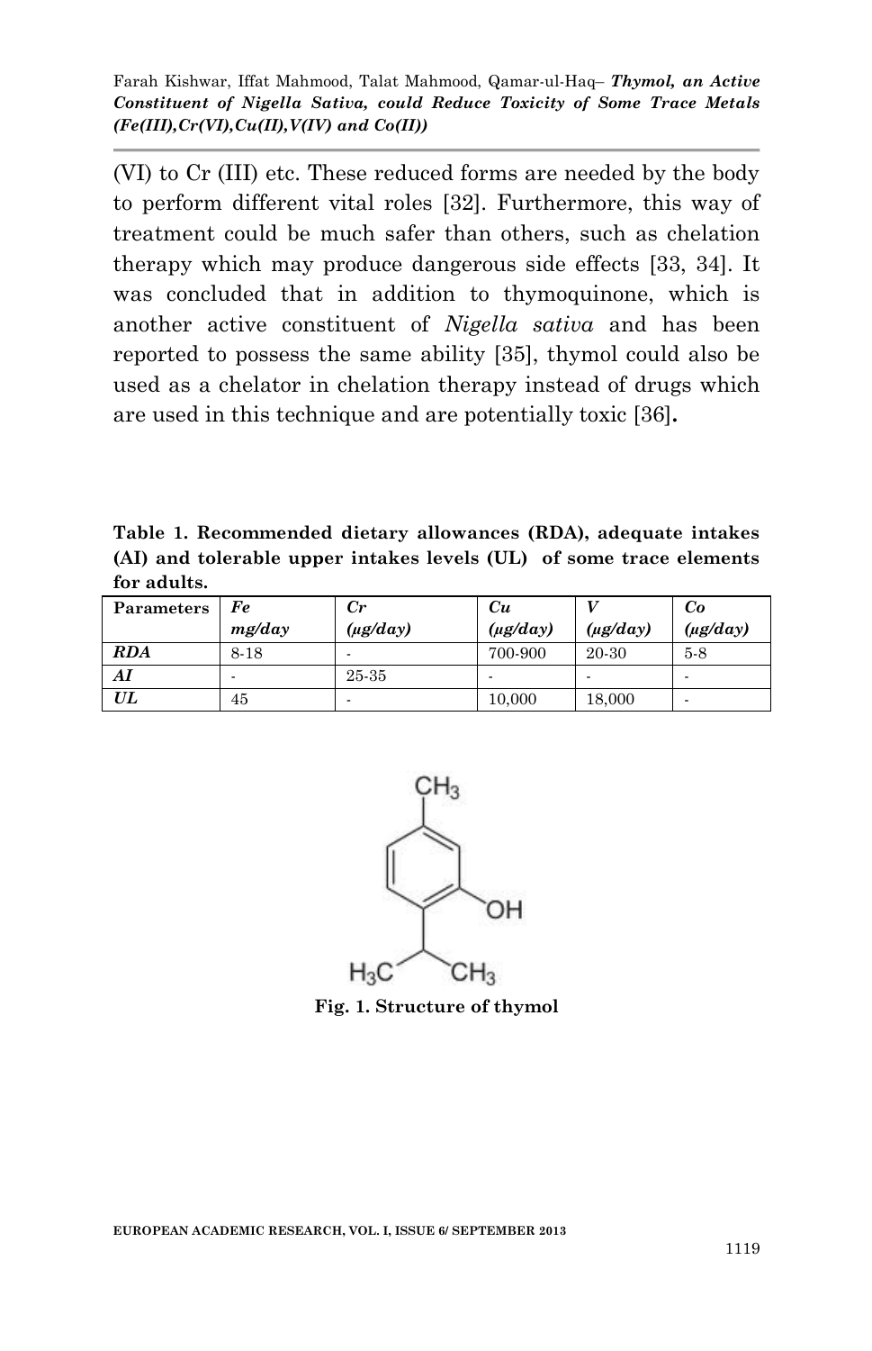(VI) to Cr (III) etc. These reduced forms are needed by the body to perform different vital roles [32]. Furthermore, this way of treatment could be much safer than others, such as chelation therapy which may produce dangerous side effects [33, 34]. It was concluded that in addition to thymoquinone, which is another active constituent of *Nigella sativa* and has been reported to possess the same ability [35], thymol could also be used as a chelator in chelation therapy instead of drugs which are used in this technique and are potentially toxic [36].

**Table 1. Recommended dietary allowances (RDA), adequate intakes (AI) and tolerable upper intakes levels (UL) of some trace elements for adults.**

| Parameters | *Fe* *mg/day* | *Cr* *(µg/day)* | *Cu* *(µg/day)* | *V* *(µg/day)* | *Co* *(µg/day)* |
|---|---|---|---|---|---|
| ***RDA*** | 8-18 | - | 700-900 | 20-30 | 5-8 |
| ***AI*** | - | 25-35 | - | - | - |
| ***UL*** | 45 | - | 10,000 | 18,000 | - |

**Fig. 1. Structure of thymol**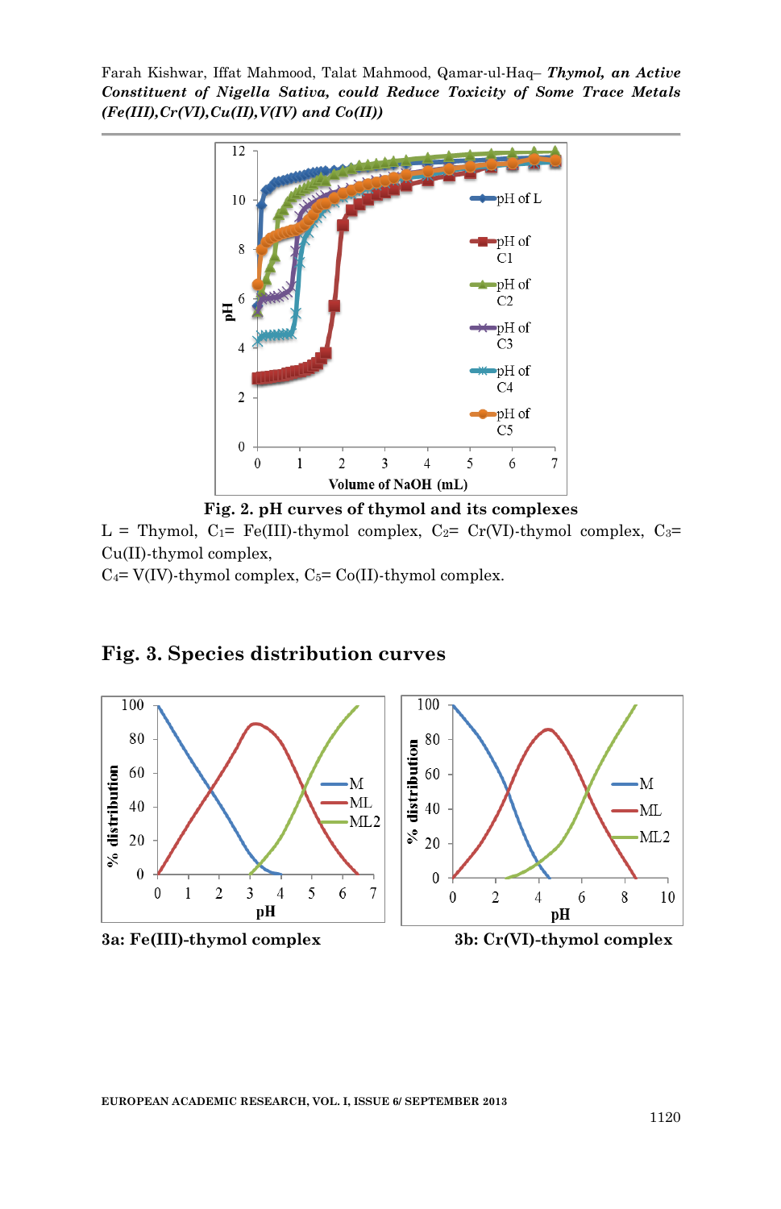**Fig. 2. pH curves of thymol and its complexes**

L = Thymol, $C_1$= Fe(III)-thymol complex, $C_2$= Cr(VI)-thymol complex, $C_3$= Cu(II)-thymol complex,
$C_4$= V(IV)-thymol complex, $C_5$= Co(II)-thymol complex.

## Fig. 3. Species distribution curves

**3a: Fe(III)-thymol complex**

**3b: Cr(VI)-thymol complex**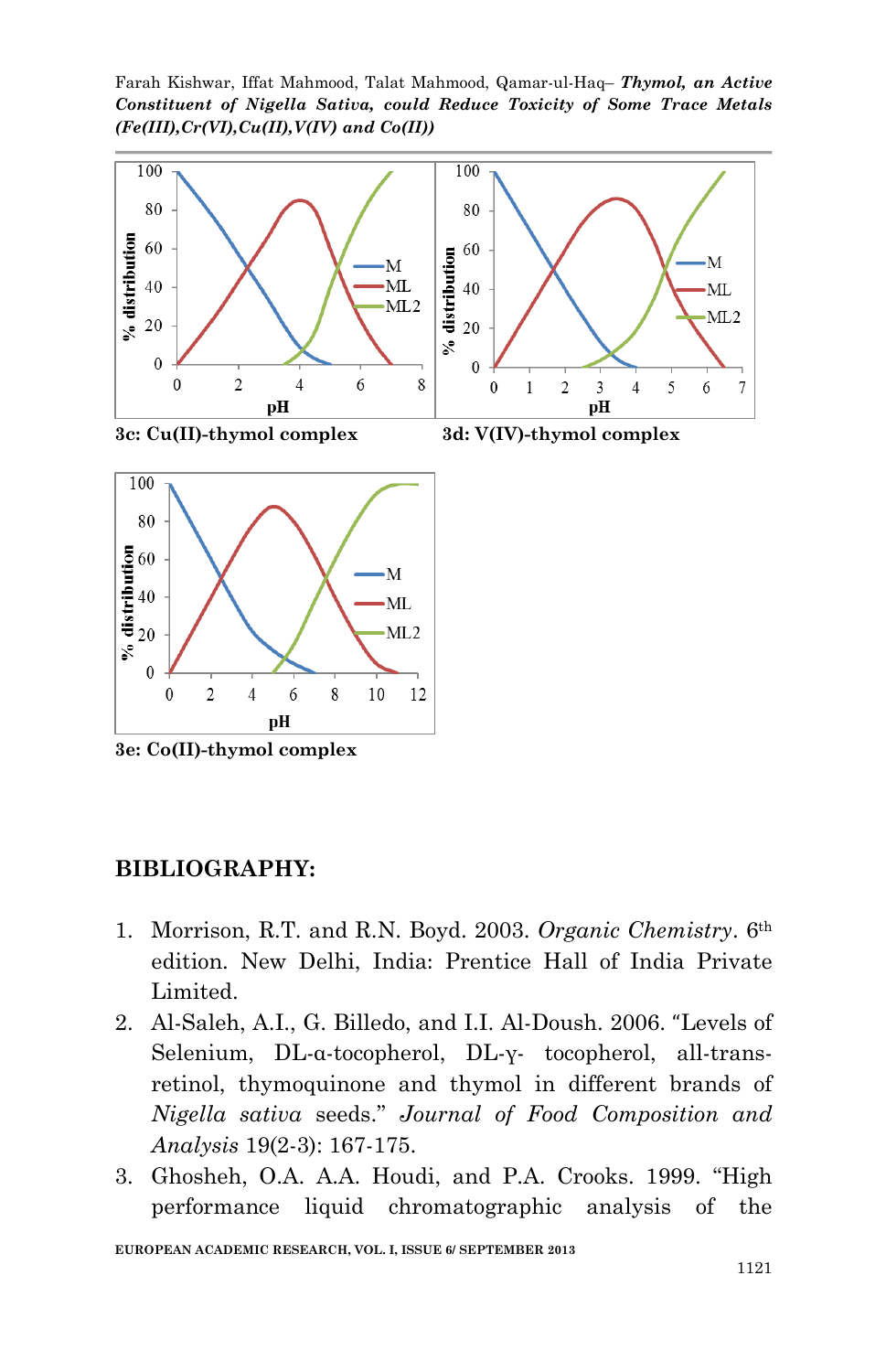3c: Cu(II)-thymol complex

3d: V(IV)-thymol complex

3e: Co(II)-thymol complex

## BIBLIOGRAPHY:

1. Morrison, R.T. and R.N. Boyd. 2003. *Organic Chemistry*. 6th edition. New Delhi, India: Prentice Hall of India Private Limited.
2. Al-Saleh, A.I., G. Billedo, and I.I. Al-Doush. 2006. "Levels of Selenium, DL-α-tocopherol, DL-γ- tocopherol, all-trans-retinol, thymoquinone and thymol in different brands of *Nigella sativa* seeds." *Journal of Food Composition and Analysis* 19(2-3): 167-175.
3. Ghosheh, O.A. A.A. Houdi, and P.A. Crooks. 1999. "High performance liquid chromatographic analysis of the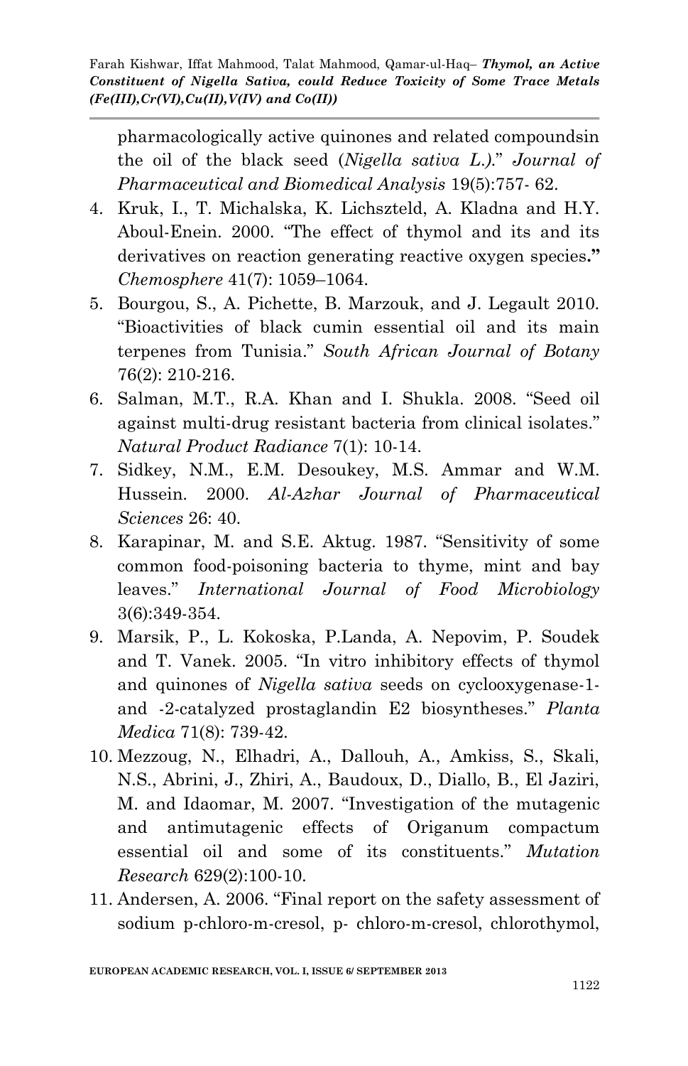pharmacologically active quinones and related compoundsin the oil of the black seed (*Nigella sativa L.)*." *Journal of Pharmaceutical and Biomedical Analysis* 19(5):757- 62.

4. Kruk, I., T. Michalska, K. Lichszteld, A. Kladna and H.Y. Aboul-Enein. 2000. "The effect of thymol and its and its derivatives on reaction generating reactive oxygen species**."** *Chemosphere* 41(7): 1059–1064.
5. Bourgou, S., A. Pichette, B. Marzouk, and J. Legault 2010. "Bioactivities of black cumin essential oil and its main terpenes from Tunisia." *South African Journal of Botany* 76(2): 210-216.
6. Salman, M.T., R.A. Khan and I. Shukla. 2008. "Seed oil against multi-drug resistant bacteria from clinical isolates." *Natural Product Radiance* 7(1): 10-14.
7. Sidkey, N.M., E.M. Desoukey, M.S. Ammar and W.M. Hussein. 2000. *Al-Azhar Journal of Pharmaceutical Sciences* 26: 40.
8. Karapinar, M. and S.E. Aktug. 1987. "Sensitivity of some common food-poisoning bacteria to thyme, mint and bay leaves." *International Journal of Food Microbiology* 3(6):349-354.
9. Marsik, P., L. Kokoska, P.Landa, A. Nepovim, P. Soudek and T. Vanek. 2005. "In vitro inhibitory effects of thymol and quinones of *Nigella sativa* seeds on cyclooxygenase-1- and -2-catalyzed prostaglandin E2 biosyntheses." *Planta Medica* 71(8): 739-42.
10. Mezzoug, N., Elhadri, A., Dallouh, A., Amkiss, S., Skali, N.S., Abrini, J., Zhiri, A., Baudoux, D., Diallo, B., El Jaziri, M. and Idaomar, M. 2007. "Investigation of the mutagenic and antimutagenic effects of Origanum compactum essential oil and some of its constituents." *Mutation Research* 629(2):100-10.
11. Andersen, A. 2006. "Final report on the safety assessment of sodium p-chloro-m-cresol, p- chloro-m-cresol, chlorothymol,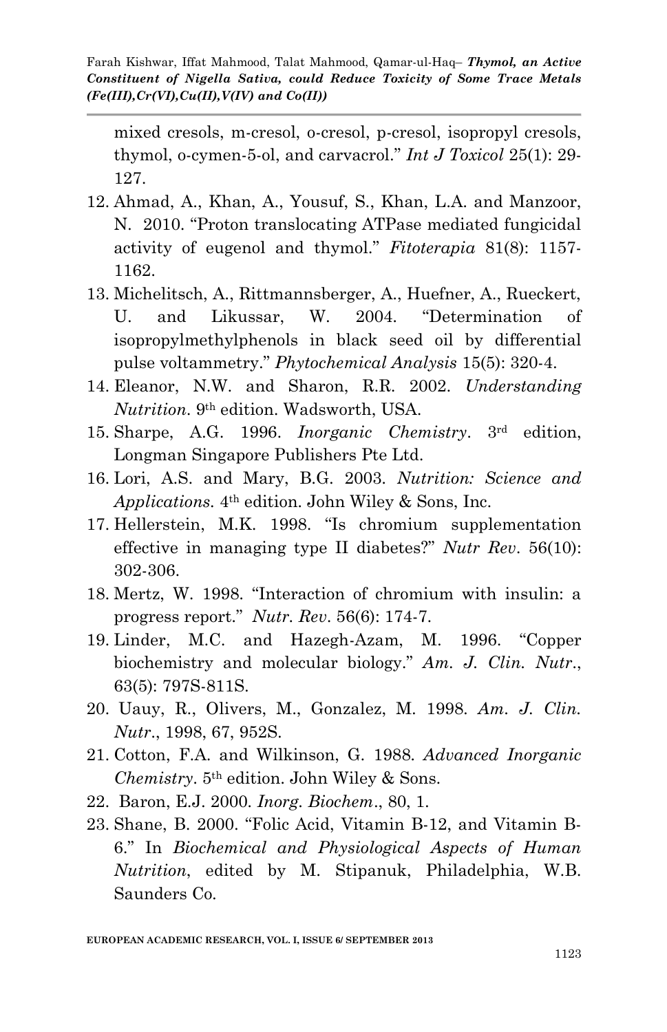mixed cresols, m-cresol, o-cresol, p-cresol, isopropyl cresols, thymol, o-cymen-5-ol, and carvacrol." *Int J Toxicol* 25(1): 29-127.

12. Ahmad, A., Khan, A., Yousuf, S., Khan, L.A. and Manzoor, N. 2010. "Proton translocating ATPase mediated fungicidal activity of eugenol and thymol." *Fitoterapia* 81(8): 1157-1162.
13. Michelitsch, A., Rittmannsberger, A., Huefner, A., Rueckert, U. and Likussar, W. 2004. "Determination of isopropylmethylphenols in black seed oil by differential pulse voltammetry." *Phytochemical Analysis* 15(5): 320-4.
14. Eleanor, N.W. and Sharon, R.R. 2002. *Understanding Nutrition.* 9th edition. Wadsworth, USA.
15. Sharpe, A.G. 1996. *Inorganic Chemistry*. 3rd edition, Longman Singapore Publishers Pte Ltd.
16. Lori, A.S. and Mary, B.G. 2003. *Nutrition: Science and Applications.* 4th edition. John Wiley & Sons, Inc.
17. Hellerstein, M.K. 1998. "Is chromium supplementation effective in managing type II diabetes?" *Nutr Rev*. 56(10): 302-306.
18. Mertz, W. 1998. "Interaction of chromium with insulin: a progress report." *Nutr. Rev*. 56(6): 174-7.
19. Linder, M.C. and Hazegh-Azam, M. 1996. "Copper biochemistry and molecular biology." *Am. J. Clin. Nutr*., 63(5): 797S-811S.
20. Uauy, R., Olivers, M., Gonzalez, M. 1998. *Am. J. Clin. Nutr*., 1998, 67, 952S.
21. Cotton, F.A. and Wilkinson, G. 1988. *Advanced Inorganic Chemistry*. 5th edition. John Wiley & Sons.
22. Baron, E.J. 2000. *Inorg. Biochem*., 80, 1.
23. Shane, B. 2000. "Folic Acid, Vitamin B-12, and Vitamin B-6." In *Biochemical and Physiological Aspects of Human Nutrition*, edited by M. Stipanuk, Philadelphia, W.B. Saunders Co.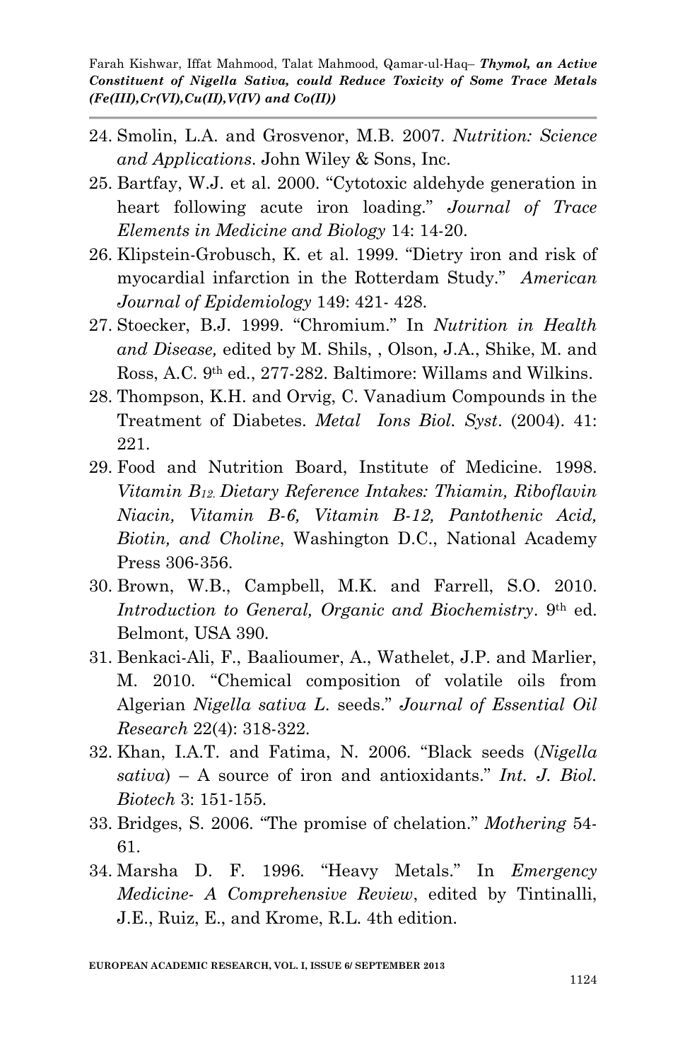24. Smolin, L.A. and Grosvenor, M.B. 2007. *Nutrition: Science and Applications*. John Wiley & Sons, Inc.
25. Bartfay, W.J. et al. 2000. "Cytotoxic aldehyde generation in heart following acute iron loading." *Journal of Trace Elements in Medicine and Biology* 14: 14-20.
26. Klipstein-Grobusch, K. et al. 1999. "Dietry iron and risk of myocardial infarction in the Rotterdam Study." *American Journal of Epidemiology* 149: 421- 428.
27. Stoecker, B.J. 1999. "Chromium." In *Nutrition in Health and Disease,* edited by M. Shils, , Olson, J.A., Shike, M. and Ross, A.C. 9th ed., 277-282. Baltimore: Willams and Wilkins.
28. Thompson, K.H. and Orvig, C. Vanadium Compounds in the Treatment of Diabetes. *Metal Ions Biol. Syst*. (2004). 41: 221.
29. Food and Nutrition Board, Institute of Medicine. 1998. *Vitamin $B_{12}$. Dietary Reference Intakes: Thiamin, Riboflavin Niacin, Vitamin B-6, Vitamin B-12, Pantothenic Acid, Biotin, and Choline*, Washington D.C., National Academy Press 306-356.
30. Brown, W.B., Campbell, M.K. and Farrell, S.O. 2010. *Introduction to General, Organic and Biochemistry*. 9th ed. Belmont, USA 390.
31. Benkaci-Ali, F., Baalioumer, A., Wathelet, J.P. and Marlier, M. 2010. "Chemical composition of volatile oils from Algerian *Nigella sativa L.* seeds." *Journal of Essential Oil Research* 22(4): 318-322.
32. Khan, I.A.T. and Fatima, N. 2006. "Black seeds (*Nigella sativa*) – A source of iron and antioxidants." *Int. J. Biol. Biotech* 3: 151-155.
33. Bridges, S. 2006. "The promise of chelation." *Mothering* 54-61.
34. Marsha D. F. 1996. "Heavy Metals." In *Emergency Medicine- A Comprehensive Review*, edited by Tintinalli, J.E., Ruiz, E., and Krome, R.L. 4th edition.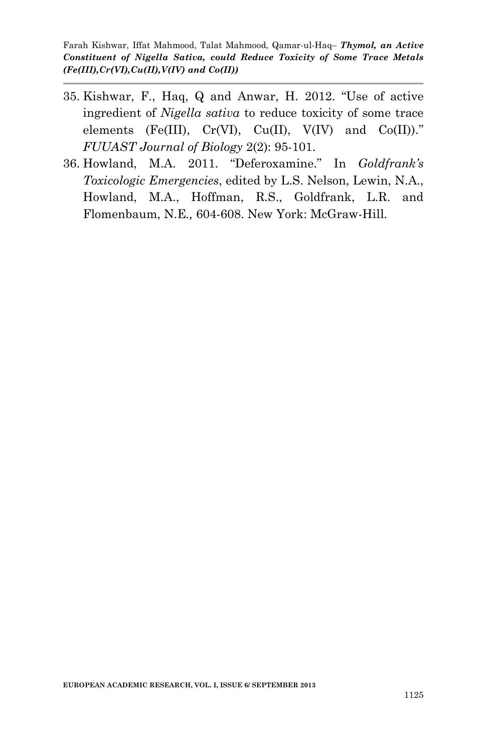35. Kishwar, F., Haq, Q and Anwar, H. 2012. "Use of active ingredient of *Nigella sativa* to reduce toxicity of some trace elements (Fe(III), Cr(VI), Cu(II), V(IV) and Co(II))." *FUUAST Journal of Biology* 2(2): 95-101.
36. Howland, M.A. 2011. "Deferoxamine." In *Goldfrank's Toxicologic Emergencies*, edited by L.S. Nelson, Lewin, N.A., Howland, M.A., Hoffman, R.S., Goldfrank, L.R. and Flomenbaum, N.E., 604-608. New York: McGraw-Hill.